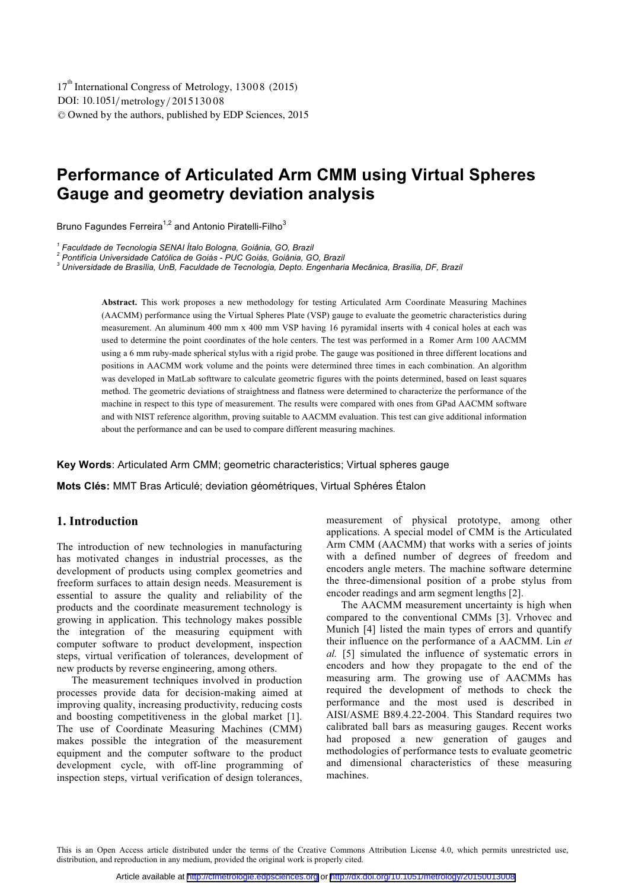# Performance of Articulated Arm CMM using Virtual Spheres Gauge and geometry deviation analysis

Bruno Fagundes Ferreira[1,2] and Antonio Piratelli-Filho[3]

[1] *Faculdade de Tecnologia SENAI Ítalo Bologna, Goiânia, GO, Brazil*
[2] *Pontifícia Universidade Católica de Goiás - PUC Goiás, Goiânia, GO, Brazil*
[3] *Universidade de Brasília, UnB, Faculdade de Tecnologia, Depto. Engenharia Mecânica, Brasília, DF, Brazil*

**Abstract.** This work proposes a new methodology for testing Articulated Arm Coordinate Measuring Machines (AACMM) performance using the Virtual Spheres Plate (VSP) gauge to evaluate the geometric characteristics during measurement. An aluminum 400 mm x 400 mm VSP having 16 pyramidal inserts with 4 conical holes at each was used to determine the point coordinates of the hole centers. The test was performed in a Romer Arm 100 AACMM using a 6 mm ruby-made spherical stylus with a rigid probe. The gauge was positioned in three different locations and positions in AACMM work volume and the points were determined three times in each combination. An algorithm was developed in MatLab softtware to calculate geometric figures with the points determined, based on least squares method. The geometric deviations of straightness and flatness were determined to characterize the performance of the machine in respect to this type of measurement. The results were compared with ones from GPad AACMM software and with NIST reference algorithm, proving suitable to AACMM evaluation. This test can give additional information about the performance and can be used to compare different measuring machines.

**Key Words**: Articulated Arm CMM; geometric characteristics; Virtual spheres gauge

**Mots Clés:** MMT Bras Articulé; deviation géométriques, Virtual Sphéres Étalon

## 1. Introduction

The introduction of new technologies in manufacturing has motivated changes in industrial processes, as the development of products using complex geometries and freeform surfaces to attain design needs. Measurement is essential to assure the quality and reliability of the products and the coordinate measurement technology is growing in application. This technology makes possible the integration of the measuring equipment with computer software to product development, inspection steps, virtual verification of tolerances, development of new products by reverse engineering, among others.

The measurement techniques involved in production processes provide data for decision-making aimed at improving quality, increasing productivity, reducing costs and boosting competitiveness in the global market [1]. The use of Coordinate Measuring Machines (CMM) makes possible the integration of the measurement equipment and the computer software to the product development cycle, with off-line programming of inspection steps, virtual verification of design tolerances, measurement of physical prototype, among other applications. A special model of CMM is the Articulated Arm CMM (AACMM) that works with a series of joints with a defined number of degrees of freedom and encoders angle meters. The machine software determine the three-dimensional position of a probe stylus from encoder readings and arm segment lengths [2].

The AACMM measurement uncertainty is high when compared to the conventional CMMs [3]. Vrhovec and Munich [4] listed the main types of errors and quantify their influence on the performance of a AACMM. Lin *et al.* [5] simulated the influence of systematic errors in encoders and how they propagate to the end of the measuring arm. The growing use of AACMMs has required the development of methods to check the performance and the most used is described in AISI/ASME B89.4.22-2004. This Standard requires two calibrated ball bars as measuring gauges. Recent works had proposed a new generation of gauges and methodologies of performance tests to evaluate geometric and dimensional characteristics of these measuring machines.

This is an Open Access article distributed under the terms of the Creative Commons Attribution License 4.0, which permits unrestricted use, distribution, and reproduction in any medium, provided the original work is properly cited.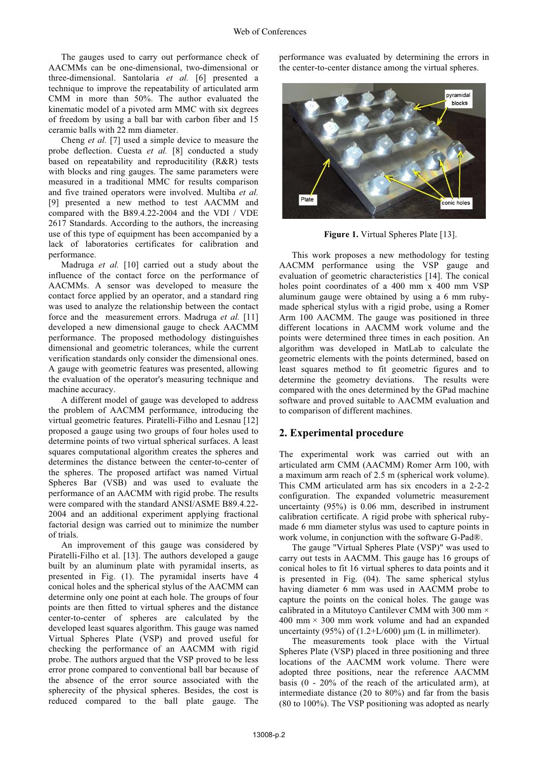The gauges used to carry out performance check of AACMMs can be one-dimensional, two-dimensional or three-dimensional. Santolaria *et al.* [6] presented a technique to improve the repeatability of articulated arm CMM in more than 50%. The author evaluated the kinematic model of a pivoted arm MMC with six degrees of freedom by using a ball bar with carbon fiber and 15 ceramic balls with 22 mm diameter.

Cheng *et al.* [7] used a simple device to measure the probe deflection. Cuesta *et al.* [8] conducted a study based on repeatability and reproducitility (R&R) tests with blocks and ring gauges. The same parameters were measured in a traditional MMC for results comparison and five trained operators were involved. Multiba *et al.* [9] presented a new method to test AACMM and compared with the B89.4.22-2004 and the VDI / VDE 2617 Standards. According to the authors, the increasing use of this type of equipment has been accompanied by a lack of laboratories certificates for calibration and performance.

Madruga *et al.* [10] carried out a study about the influence of the contact force on the performance of AACMMs. A sensor was developed to measure the contact force applied by an operator, and a standard ring was used to analyze the relationship between the contact force and the measurement errors. Madruga *et al.* [11] developed a new dimensional gauge to check AACMM performance. The proposed methodology distinguishes dimensional and geometric tolerances, while the current verification standards only consider the dimensional ones. A gauge with geometric features was presented, allowing the evaluation of the operator's measuring technique and machine accuracy.

A different model of gauge was developed to address the problem of AACMM performance, introducing the virtual geometric features. Piratelli-Filho and Lesnau [12] proposed a gauge using two groups of four holes used to determine points of two virtual spherical surfaces. A least squares computational algorithm creates the spheres and determines the distance between the center-to-center of the spheres. The proposed artifact was named Virtual Spheres Bar (VSB) and was used to evaluate the performance of an AACMM with rigid probe. The results were compared with the standard ANSI/ASME B89.4.22-2004 and an additional experiment applying fractional factorial design was carried out to minimize the number of trials.

An improvement of this gauge was considered by Piratelli-Filho et al. [13]. The authors developed a gauge built by an aluminum plate with pyramidal inserts, as presented in Fig. (1). The pyramidal inserts have 4 conical holes and the spherical stylus of the AACMM can determine only one point at each hole. The groups of four points are then fitted to virtual spheres and the distance center-to-center of spheres are calculated by the developed least squares algorithm. This gauge was named Virtual Spheres Plate (VSP) and proved useful for checking the performance of an AACMM with rigid probe. The authors argued that the VSP proved to be less error prone compared to conventional ball bar because of the absence of the error source associated with the sphericity of the physical spheres. Besides, the cost is reduced compared to the ball plate gauge. The performance was evaluated by determining the errors in the center-to-center distance among the virtual spheres.

**Figure 1.** Virtual Spheres Plate [13].

This work proposes a new methodology for testing AACMM performance using the VSP gauge and evaluation of geometric characteristics [14]. The conical holes point coordinates of a 400 mm x 400 mm VSP aluminum gauge were obtained by using a 6 mm ruby-made spherical stylus with a rigid probe, using a Romer Arm 100 AACMM. The gauge was positioned in three different locations in AACMM work volume and the points were determined three times in each position. An algorithm was developed in MatLab to calculate the geometric elements with the points determined, based on least squares method to fit geometric figures and to determine the geometry deviations. The results were compared with the ones determined by the GPad machine software and proved suitable to AACMM evaluation and to comparison of different machines.

## 2. Experimental procedure

The experimental work was carried out with an articulated arm CMM (AACMM) Romer Arm 100, with a maximum arm reach of 2.5 m (spherical work volume). This CMM articulated arm has six encoders in a 2-2-2 configuration. The expanded volumetric measurement uncertainty (95%) is 0.06 mm, described in instrument calibration certificate. A rigid probe with spherical ruby-made stylus was used to capture points in work volume, in conjunction with the software G-Pad®.

The gauge "Virtual Spheres Plate (VSP)" was used to carry out tests in AACMM. This gauge has 16 groups of conical holes to fit 16 virtual spheres to data points and it is presented in Fig. (04). The same spherical stylus having diameter 6 mm was used in AACMM probe to capture the points on the conical holes. The gauge was calibrated in a Mitutoyo Cantilever CMM with 300 mm × 400 mm × 300 mm work volume and had an expanded uncertainty (95%) of (1.2+L/600) µm (L in millimeter).

The measurements took place with the Virtual Spheres Plate (VSP) placed in three positioning and three locations of the AACMM work volume. There were adopted three positions, near the reference AACMM basis (0 - 20% of the reach of the articulated arm), at intermediate distance (20 to 80%) and far from the basis (80 to 100%). The VSP positioning was adopted as nearly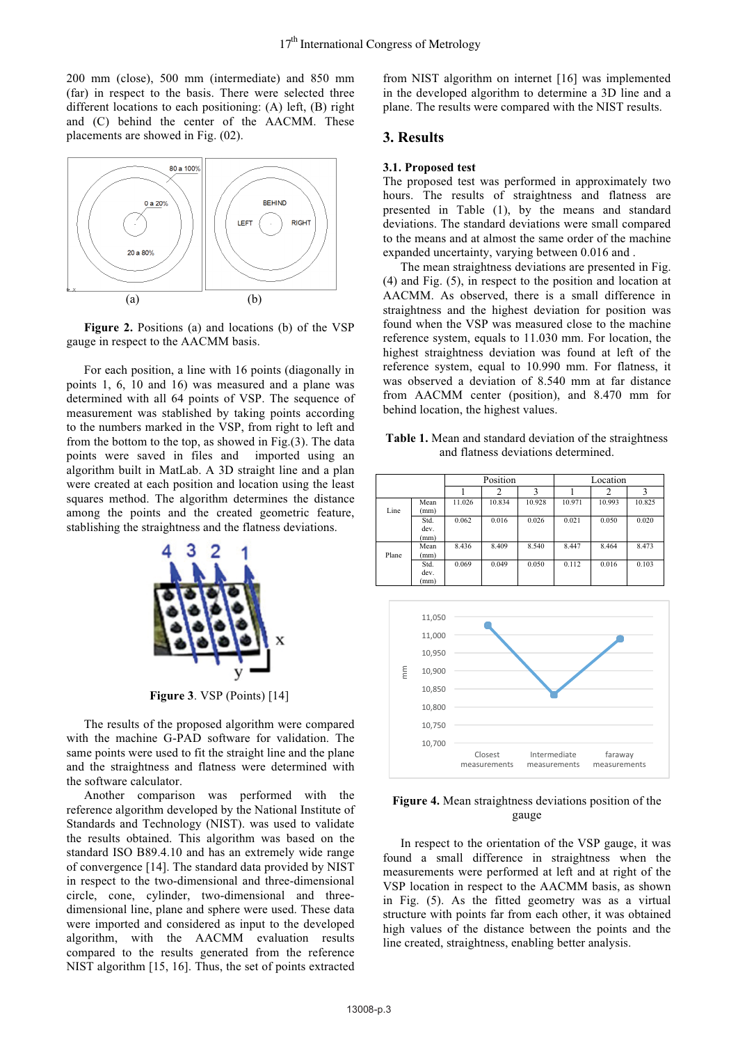200 mm (close), 500 mm (intermediate) and 850 mm (far) in respect to the basis. There were selected three different locations to each positioning: (A) left, (B) right and (C) behind the center of the AACMM. These placements are showed in Fig. (02).

**Figure 2.** Positions (a) and locations (b) of the VSP gauge in respect to the AACMM basis.

For each position, a line with 16 points (diagonally in points 1, 6, 10 and 16) was measured and a plane was determined with all 64 points of VSP. The sequence of measurement was stablished by taking points according to the numbers marked in the VSP, from right to left and from the bottom to the top, as showed in Fig.(3). The data points were saved in files and imported using an algorithm built in MatLab. A 3D straight line and a plan were created at each position and location using the least squares method. The algorithm determines the distance among the points and the created geometric feature, stablishing the straightness and the flatness deviations.

**Figure 3**. VSP (Points) [14]

The results of the proposed algorithm were compared with the machine G-PAD software for validation. The same points were used to fit the straight line and the plane and the straightness and flatness were determined with the software calculator.

Another comparison was performed with the reference algorithm developed by the National Institute of Standards and Technology (NIST). was used to validate the results obtained. This algorithm was based on the standard ISO B89.4.10 and has an extremely wide range of convergence [14]. The standard data provided by NIST in respect to the two-dimensional and three-dimensional circle, cone, cylinder, two-dimensional and three-dimensional line, plane and sphere were used. These data were imported and considered as input to the developed algorithm, with the AACMM evaluation results compared to the results generated from the reference NIST algorithm [15, 16]. Thus, the set of points extracted from NIST algorithm on internet [16] was implemented in the developed algorithm to determine a 3D line and a plane. The results were compared with the NIST results.

## 3. Results

### 3.1. Proposed test

The proposed test was performed in approximately two hours. The results of straightness and flatness are presented in Table (1), by the means and standard deviations. The standard deviations were small compared to the means and at almost the same order of the machine expanded uncertainty, varying between 0.016 and .

The mean straightness deviations are presented in Fig. (4) and Fig. (5), in respect to the position and location at AACMM. As observed, there is a small difference in straightness and the highest deviation for position was found when the VSP was measured close to the machine reference system, equals to 11.030 mm. For location, the highest straightness deviation was found at left of the reference system, equal to 10.990 mm. For flatness, it was observed a deviation of 8.540 mm at far distance from AACMM center (position), and 8.470 mm for behind location, the highest values.

**Table 1.** Mean and standard deviation of the straightness and flatness deviations determined.

| | | Position | | | Location | | |
|---|---|---|---|---|---|---|---|
| | | 1 | 2 | 3 | 1 | 2 | 3 |
| Line | Mean (mm) | 11.026 | 10.834 | 10.928 | 10.971 | 10.993 | 10.825 |
| | Std. dev. (mm) | 0.062 | 0.016 | 0.026 | 0.021 | 0.050 | 0.020 |
| Plane | Mean (mm) | 8.436 | 8.409 | 8.540 | 8.447 | 8.464 | 8.473 |
| | Std. dev. (mm) | 0.069 | 0.049 | 0.050 | 0.112 | 0.016 | 0.103 |

**Figure 4.** Mean straightness deviations position of the gauge

In respect to the orientation of the VSP gauge, it was found a small difference in straightness when the measurements were performed at left and at right of the VSP location in respect to the AACMM basis, as shown in Fig. (5). As the fitted geometry was as a virtual structure with points far from each other, it was obtained high values of the distance between the points and the line created, straightness, enabling better analysis.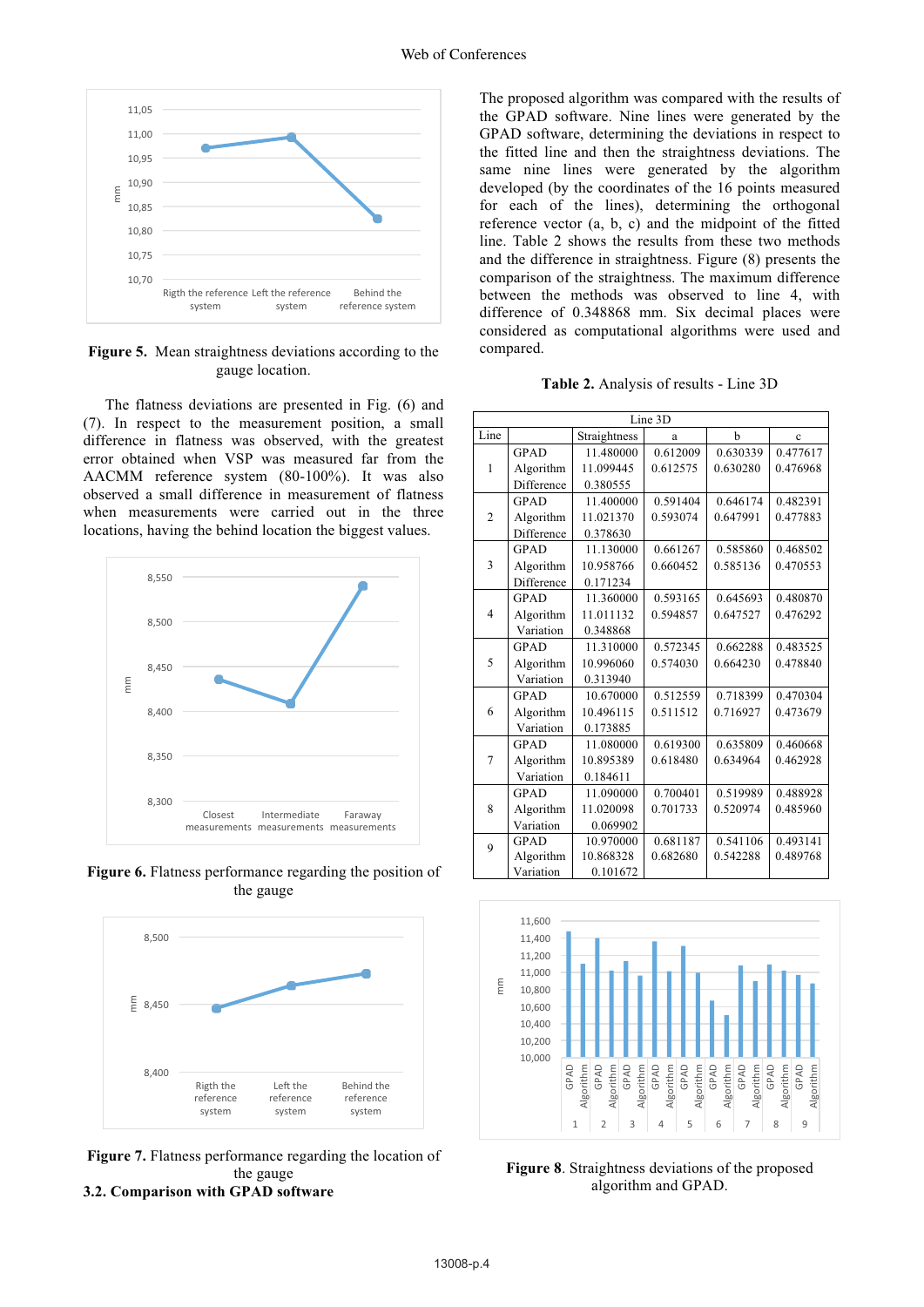**Figure 5.** Mean straightness deviations according to the gauge location.

The flatness deviations are presented in Fig. (6) and (7). In respect to the measurement position, a small difference in flatness was observed, with the greatest error obtained when VSP was measured far from the AACMM reference system (80-100%). It was also observed a small difference in measurement of flatness when measurements were carried out in the three locations, having the behind location the biggest values.

**Figure 6.** Flatness performance regarding the position of the gauge

**Figure 7.** Flatness performance regarding the location of the gauge

### 3.2. Comparison with GPAD software

The proposed algorithm was compared with the results of the GPAD software. Nine lines were generated by the GPAD software, determining the deviations in respect to the fitted line and then the straightness deviations. The same nine lines were generated by the algorithm developed (by the coordinates of the 16 points measured for each of the lines), determining the orthogonal reference vector (a, b, c) and the midpoint of the fitted line. Table 2 shows the results from these two methods and the difference in straightness. Figure (8) presents the comparison of the straightness. The maximum difference between the methods was observed to line 4, with difference of 0.348868 mm. Six decimal places were considered as computational algorithms were used and compared.

**Table 2.** Analysis of results - Line 3D

| Line 3D | | | | | |
|---|---|---|---|---|---|
| Line | | Straightness | a | b | c |
| 1 | GPAD | 11.480000 | 0.612009 | 0.630339 | 0.477617 |
| | Algorithm | 11.099445 | 0.612575 | 0.630280 | 0.476968 |
| | Difference | 0.380555 | | | |
| 2 | GPAD | 11.400000 | 0.591404 | 0.646174 | 0.482391 |
| | Algorithm | 11.021370 | 0.593074 | 0.647991 | 0.477883 |
| | Difference | 0.378630 | | | |
| 3 | GPAD | 11.130000 | 0.661267 | 0.585860 | 0.468502 |
| | Algorithm | 10.958766 | 0.660452 | 0.585136 | 0.470553 |
| | Difference | 0.171234 | | | |
| 4 | GPAD | 11.360000 | 0.593165 | 0.645693 | 0.480870 |
| | Algorithm | 11.011132 | 0.594857 | 0.647527 | 0.476292 |
| | Variation | 0.348868 | | | |
| 5 | GPAD | 11.310000 | 0.572345 | 0.662288 | 0.483525 |
| | Algorithm | 10.996060 | 0.574030 | 0.664230 | 0.478840 |
| | Variation | 0.313940 | | | |
| 6 | GPAD | 10.670000 | 0.512559 | 0.718399 | 0.470304 |
| | Algorithm | 10.496115 | 0.511512 | 0.716927 | 0.473679 |
| | Variation | 0.173885 | | | |
| 7 | GPAD | 11.080000 | 0.619300 | 0.635809 | 0.460668 |
| | Algorithm | 10.895389 | 0.618480 | 0.634964 | 0.462928 |
| | Variation | 0.184611 | | | |
| 8 | GPAD | 11.090000 | 0.700401 | 0.519989 | 0.488928 |
| | Algorithm | 11.020098 | 0.701733 | 0.520974 | 0.485960 |
| | Variation | 0.069902 | | | |
| 9 | GPAD | 10.970000 | 0.681187 | 0.541106 | 0.493141 |
| | Algorithm | 10.868328 | 0.682680 | 0.542288 | 0.489768 |
| | Variation | 0.101672 | | | |

**Figure 8**. Straightness deviations of the proposed algorithm and GPAD.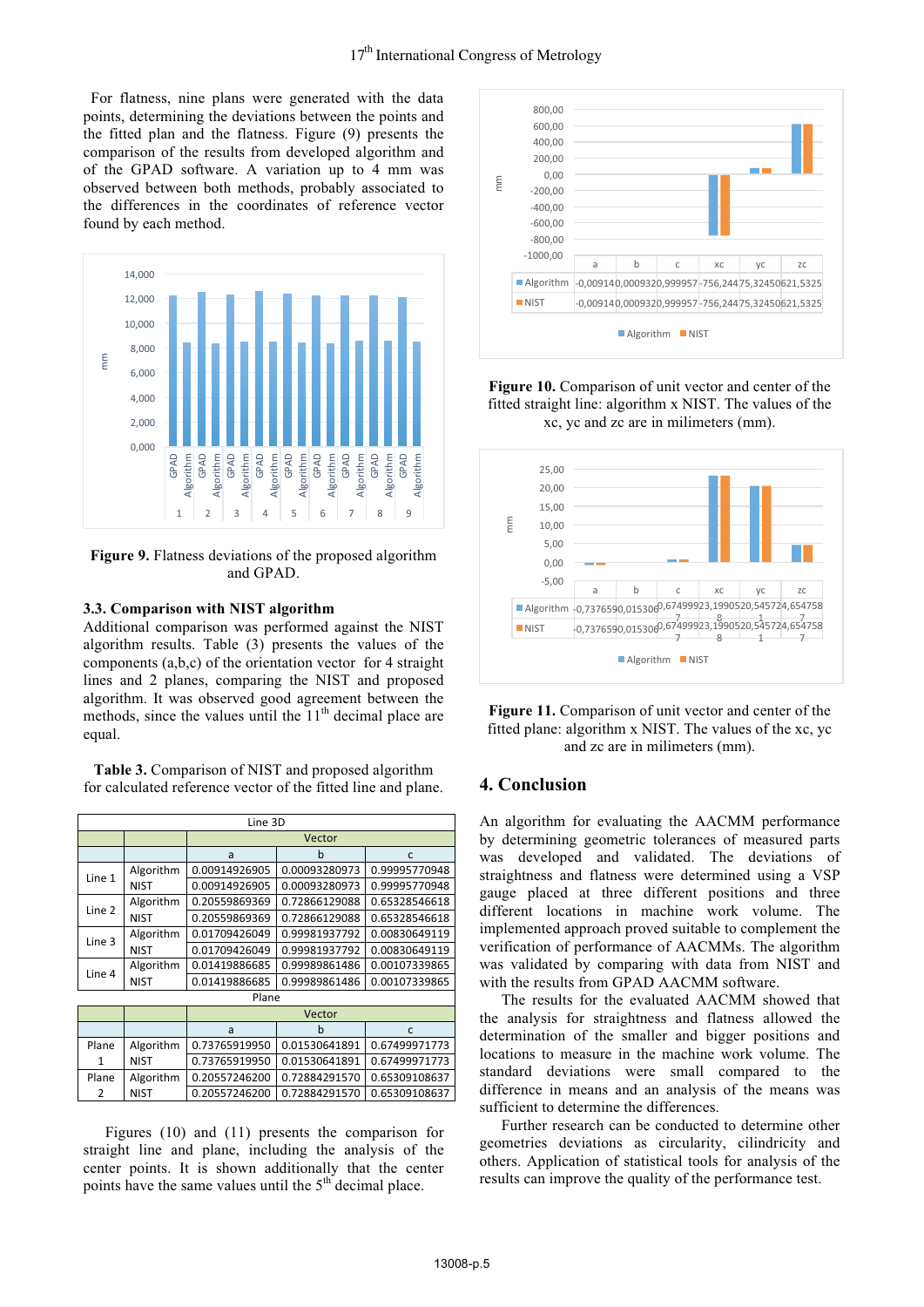For flatness, nine plans were generated with the data points, determining the deviations between the points and the fitted plan and the flatness. Figure (9) presents the comparison of the results from developed algorithm and of the GPAD software. A variation up to 4 mm was observed between both methods, probably associated to the differences in the coordinates of reference vector found by each method.

**Figure 9.** Flatness deviations of the proposed algorithm and GPAD.

### 3.3. Comparison with NIST algorithm

Additional comparison was performed against the NIST algorithm results. Table (3) presents the values of the components (a,b,c) of the orientation vector for 4 straight lines and 2 planes, comparing the NIST and proposed algorithm. It was observed good agreement between the methods, since the values until the 11th decimal place are equal.

**Table 3.** Comparison of NIST and proposed algorithm for calculated reference vector of the fitted line and plane.

| Line 3D | | | | |
|---|---|---|---|---|
| | | Vector | | |
| | | a | b | c |
| Line 1 | Algorithm | 0.00914926905 | 0.00093280973 | 0.99995770948 |
| | NIST | 0.00914926905 | 0.00093280973 | 0.99995770948 |
| Line 2 | Algorithm | 0.20559869369 | 0.72866129088 | 0.65328546618 |
| | NIST | 0.20559869369 | 0.72866129088 | 0.65328546618 |
| Line 3 | Algorithm | 0.01709426049 | 0.99981937792 | 0.00830649119 |
| | NIST | 0.01709426049 | 0.99981937792 | 0.00830649119 |
| Line 4 | Algorithm | 0.01419886685 | 0.99989861486 | 0.00107339865 |
| | NIST | 0.01419886685 | 0.99989861486 | 0.00107339865 |
| **Plane** | | | | |
| | | Vector | | |
| | | a | b | c |
| Plane 1 | Algorithm | 0.73765919950 | 0.01530641891 | 0.67499971773 |
| | NIST | 0.73765919950 | 0.01530641891 | 0.67499971773 |
| Plane 2 | Algorithm | 0.20557246200 | 0.72884291570 | 0.65309108637 |
| | NIST | 0.20557246200 | 0.72884291570 | 0.65309108637 |

Figures (10) and (11) presents the comparison for straight line and plane, including the analysis of the center points. It is shown additionally that the center points have the same values until the 5th decimal place.

**Figure 10.** Comparison of unit vector and center of the fitted straight line: algorithm x NIST. The values of the xc, yc and zc are in milimeters (mm).

**Figure 11.** Comparison of unit vector and center of the fitted plane: algorithm x NIST. The values of the xc, yc and zc are in milimeters (mm).

## 4. Conclusion

An algorithm for evaluating the AACMM performance by determining geometric tolerances of measured parts was developed and validated. The deviations of straightness and flatness were determined using a VSP gauge placed at three different positions and three different locations in machine work volume. The implemented approach proved suitable to complement the verification of performance of AACMMs. The algorithm was validated by comparing with data from NIST and with the results from GPAD AACMM software.

The results for the evaluated AACMM showed that the analysis for straightness and flatness allowed the determination of the smaller and bigger positions and locations to measure in the machine work volume. The standard deviations were small compared to the difference in means and an analysis of the means was sufficient to determine the differences.

Further research can be conducted to determine other geometries deviations as circularity, cilindricity and others. Application of statistical tools for analysis of the results can improve the quality of the performance test.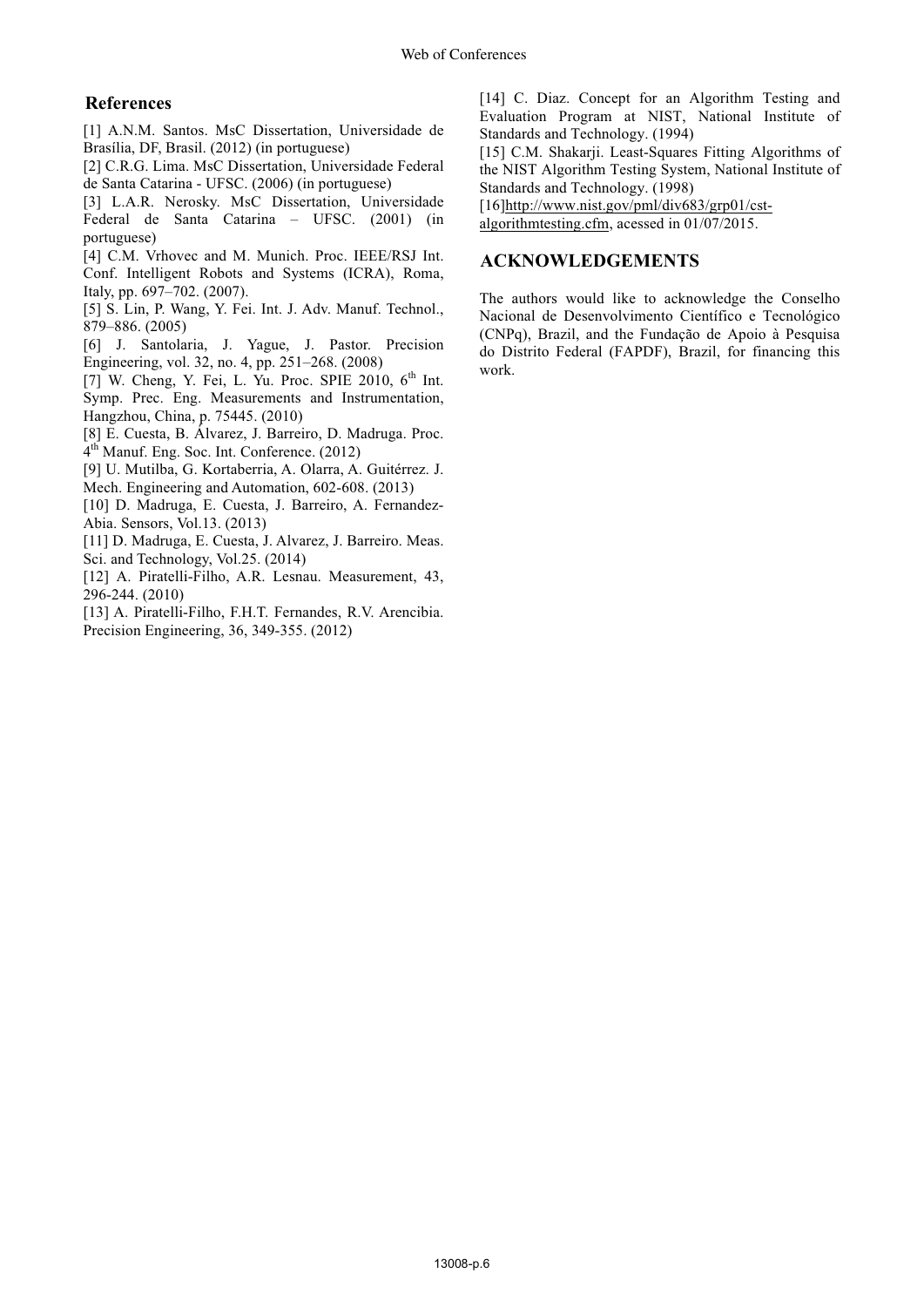## References

[1] A.N.M. Santos. MsC Dissertation, Universidade de Brasília, DF, Brasil. (2012) (in portuguese)

[2] C.R.G. Lima. MsC Dissertation, Universidade Federal de Santa Catarina - UFSC. (2006) (in portuguese)

[3] L.A.R. Nerosky. MsC Dissertation, Universidade Federal de Santa Catarina – UFSC. (2001) (in portuguese)

[4] C.M. Vrhovec and M. Munich. Proc. IEEE/RSJ Int. Conf. Intelligent Robots and Systems (ICRA), Roma, Italy, pp. 697–702. (2007).

[5] S. Lin, P. Wang, Y. Fei. Int. J. Adv. Manuf. Technol., 879–886. (2005)

[6] J. Santolaria, J. Yague, J. Pastor. Precision Engineering, vol. 32, no. 4, pp. 251–268. (2008)

[7] W. Cheng, Y. Fei, L. Yu. Proc. SPIE 2010, 6th Int. Symp. Prec. Eng. Measurements and Instrumentation, Hangzhou, China, p. 75445. (2010)

[8] E. Cuesta, B. Álvarez, J. Barreiro, D. Madruga. Proc. 4th Manuf. Eng. Soc. Int. Conference. (2012)

[9] U. Mutilba, G. Kortaberria, A. Olarra, A. Guitérrez. J. Mech. Engineering and Automation, 602-608. (2013)

[10] D. Madruga, E. Cuesta, J. Barreiro, A. Fernandez-Abia. Sensors, Vol.13. (2013)

[11] D. Madruga, E. Cuesta, J. Alvarez, J. Barreiro. Meas. Sci. and Technology, Vol.25. (2014)

[12] A. Piratelli-Filho, A.R. Lesnau. Measurement, 43, 296-244. (2010)

[13] A. Piratelli-Filho, F.H.T. Fernandes, R.V. Arencibia. Precision Engineering, 36, 349-355. (2012)

[14] C. Diaz. Concept for an Algorithm Testing and Evaluation Program at NIST, National Institute of Standards and Technology. (1994)

[15] C.M. Shakarji. Least-Squares Fitting Algorithms of the NIST Algorithm Testing System, National Institute of Standards and Technology. (1998)

[16]http://www.nist.gov/pml/div683/grp01/cst-algorithmtesting.cfm, acessed in 01/07/2015.

## ACKNOWLEDGEMENTS

The authors would like to acknowledge the Conselho Nacional de Desenvolvimento Científico e Tecnológico (CNPq), Brazil, and the Fundação de Apoio à Pesquisa do Distrito Federal (FAPDF), Brazil, for financing this work.